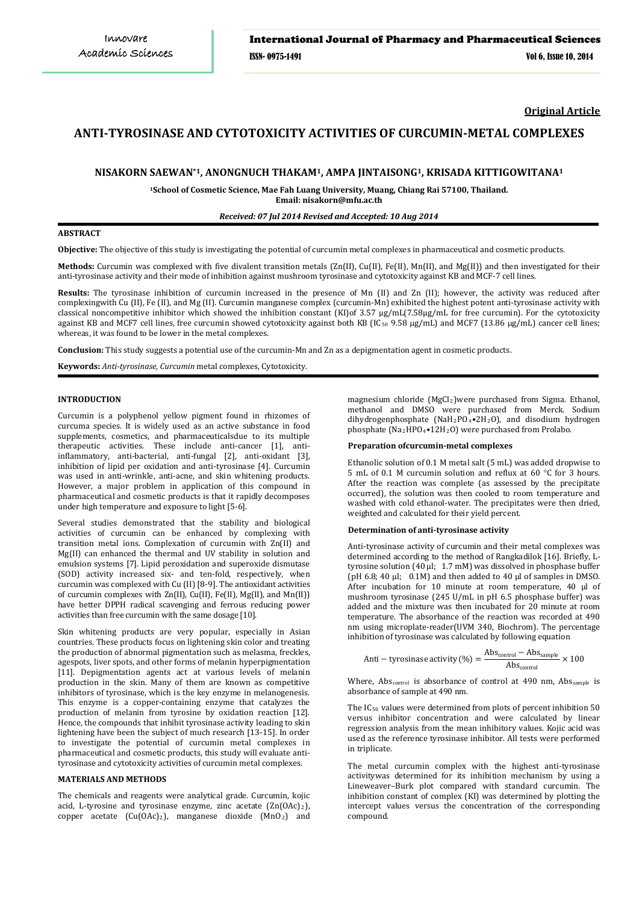**Original Article**

# ANTI-TYROSINASE AND CYTOTOXICITY ACTIVITIES OF CURCUMIN-METAL COMPLEXES

**NISAKORN SAEWAN*[1], ANONGNUCH THAKAM[1], AMPA JINTAISONG[1], KRISADA KITTIGOWITANA[1]**

[1]School of Cosmetic Science, Mae Fah Luang University, Muang, Chiang Rai 57100, Thailand.
Email: nisakorn@mfu.ac.th

*Received: 07 Jul 2014 Revised and Accepted: 10 Aug 2014*

## ABSTRACT

**Objective:** The objective of this study is investigating the potential of curcumin metal complexes in pharmaceutical and cosmetic products.

**Methods:** Curcumin was complexed with five divalent transition metals (Zn(II), Cu(II), Fe(II), Mn(II), and Mg(II)) and then investigated for their anti-tyrosinase activity and their mode of inhibition against mushroom tyrosinase and cytotoxicity against KB and MCF-7 cell lines.

**Results:** The tyrosinase inhibition of curcumin increased in the presence of Mn (II) and Zn (II); however, the activity was reduced after complexingwith Cu (II), Fe (II), and Mg (II). Curcumin manganese complex (curcumin-Mn) exhibited the highest potent anti-tyrosinase activity with classical noncompetitive inhibitor which showed the inhibition constant (KI)of 3.57 µg/mL(7.58µg/mL for free curcumin). For the cytotoxicity against KB and MCF7 cell lines, free curcumin showed cytotoxicity against both KB ($IC_{50}$ 9.58 µg/mL) and MCF7 (13.86 µg/mL) cancer cell lines; whereas, it was found to be lower in the metal complexes.

**Conclusion:** This study suggests a potential use of the curcumin-Mn and Zn as a depigmentation agent in cosmetic products.

**Keywords:** *Anti-tyrosinase, Curcumin* metal complexes, Cytotoxicity.

## INTRODUCTION

Curcumin is a polyphenol yellow pigment found in rhizomes of curcuma species. It is widely used as an active substance in food supplements, cosmetics, and pharmaceuticalsdue to its multiple therapeutic activities. These include anti-cancer [1], anti-inflammatory, anti-bacterial, anti-fungal [2], anti-oxidant [3], inhibition of lipid per oxidation and anti-tyrosinase [4]. Curcumin was used in anti-wrinkle, anti-acne, and skin whitening products. However, a major problem in application of this compound in pharmaceutical and cosmetic products is that it rapidly decomposes under high temperature and exposure to light [5-6].

Several studies demonstrated that the stability and biological activities of curcumin can be enhanced by complexing with transition metal ions. Complexation of curcumin with Zn(II) and Mg(II) can enhanced the thermal and UV stability in solution and emulsion systems [7]. Lipid peroxidation and superoxide dismutase (SOD) activity increased six- and ten-fold, respectively, when curcumin was complexed with Cu (II) [8-9]. The antioxidant activities of curcumin complexes with Zn(II), Cu(II), Fe(II), Mg(II), and Mn(II)) have better DPPH radical scavenging and ferrous reducing power activities than free curcumin with the same dosage [10].

Skin whitening products are very popular, especially in Asian countries. These products focus on lightening skin color and treating the production of abnormal pigmentation such as melasma, freckles, agespots, liver spots, and other forms of melanin hyperpigmentation [11]. Depigmentation agents act at various levels of melanin production in the skin. Many of them are known as competitive inhibitors of tyrosinase, which is the key enzyme in melanogenesis. This enzyme is a copper-containing enzyme that catalyzes the production of melanin from tyrosine by oxidation reaction [12]. Hence, the compounds that inhibit tyrosinase activity leading to skin lightening have been the subject of much research [13-15]. In order to investigate the potential of curcumin metal complexes in pharmaceutical and cosmetic products, this study will evaluate anti-tyrosinase and cytotoxicity activities of curcumin metal complexes.

## MATERIALS AND METHODS

The chemicals and reagents were analytical grade. Curcumin, kojic acid, L-tyrosine and tyrosinase enzyme, zinc acetate ($Zn(OAc)_2$), copper acetate ($Cu(OAc)_2$), manganese dioxide ($MnO_2$) and magnesium chloride ($MgCl_2$)were purchased from Sigma. Ethanol, methanol and DMSO were purchased from Merck. Sodium dihydrogenphosphate ($NaH_2PO_4 \bullet 2H_2O$), and disodium hydrogen phosphate ($Na_2HPO_4 \bullet 12H_2O$) were purchased from Prolabo.

### Preparation ofcurcumin-metal complexes

Ethanolic solution of 0.1 M metal salt (5 mL) was added dropwise to 5 mL of 0.1 M curcumin solution and reflux at 60 °C for 3 hours. After the reaction was complete (as assessed by the precipitate occurred), the solution was then cooled to room temperature and washed with cold ethanol-water. The precipitates were then dried, weighted and calculated for their yield percent.

### Determination of anti-tyrosinase activity

Anti-tyrosinase activity of curcumin and their metal complexes was determined according to the method of Rangkadilok [16]. Briefly, L-tyrosine solution (40 µl; 1.7 mM) was dissolved in phosphase buffer (pH 6.8; 40 µl; 0.1M) and then added to 40 µl of samples in DMSO. After incubation for 10 minute at room temperature, 40 µl of mushroom tyrosinase (245 U/mL in pH 6.5 phosphate buffer) was added and the mixture was then incubated for 20 minute at room temperature. The absorbance of the reaction was recorded at 490 nm using microplate-reader(UVM 340, Biochrom). The percentage inhibition of tyrosinase was calculated by following equation

$$\text{Anti}-\text{tyrosinase activity (\%)} = \frac{\text{Abs}_{\text{control}} - \text{Abs}_{\text{sample}}}{\text{Abs}_{\text{control}}} \times 100$$

Where, $\text{Abs}_{\text{control}}$ is absorbance of control at 490 nm, $\text{Abs}_{\text{sample}}$ is absorbance of sample at 490 nm.

The $IC_{50}$ values were determined from plots of percent inhibition 50 versus inhibitor concentration and were calculated by linear regression analysis from the mean inhibitory values. Kojic acid was used as the reference tyrosinase inhibitor. All tests were performed in triplicate.

The metal curcumin complex with the highest anti-tyrosinase activitywas determined for its inhibition mechanism by using a Lineweaver–Burk plot compared with standard curcumin. The inhibition constant of complex (KI) was determined by plotting the intercept values versus the concentration of the corresponding compound.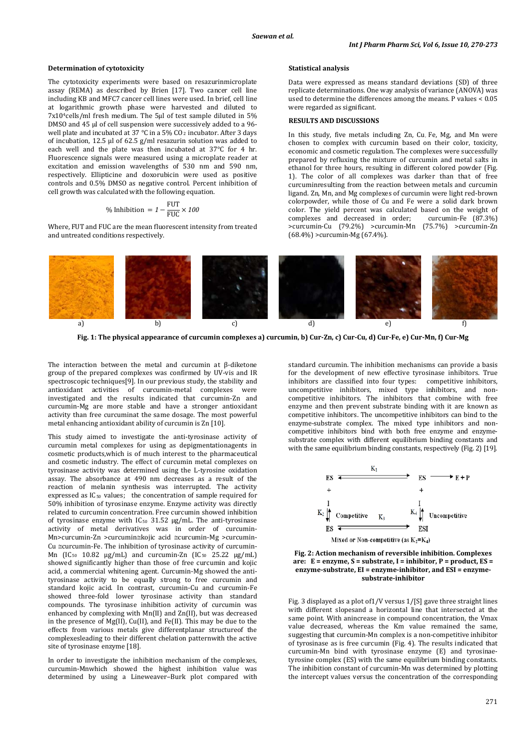### Determination of cytotoxicity

The cytotoxicity experiments were based on resazurinmicroplate assay (REMA) as described by Brien [17]. Two cancer cell line including KB and MFC7 cancer cell lines were used. In brief, cell line at logarithmic growth phase were harvested and diluted to $7x10^4$cells/ml fresh medium. The 5µl of test sample diluted in 5% DMSO and 45 µl of cell suspension were successively added to a 96-well plate and incubated at 37 °C in a 5% $CO_2$ incubator. After 3 days of incubation, 12.5 µl of 62.5 g/ml resazurin solution was added to each well and the plate was then incubated at 37°C for 4 hr. Fluorescence signals were measured using a microplate reader at excitation and emission wavelengths of 530 nm and 590 nm, respectively. Ellipticine and doxorubicin were used as positive controls and 0.5% DMSO as negative control. Percent inhibition of cell growth was calculated with the following equation.

$$\% \text{ Inhibition } = 1 - \frac{\text{FUT}}{\text{FUC}} \times 100$$

Where, FUT and FUC are the mean fluorescent intensity from treated and untreated conditions respectively.

### Statistical analysis

Data were expressed as means standard deviations (SD) of three replicate determinations. One way analysis of variance (ANOVA) was used to determine the differences among the means. P values < 0.05 were regarded as significant.

## RESULTS AND DISCUSSIONS

In this study, five metals including Zn, Cu, Fe, Mg, and Mn were chosen to complex with curcumin based on their color, toxicity, economic and cosmetic regulation. The complexes were successfully prepared by refluxing the mixture of curcumin and metal salts in ethanol for three hours, resulting in different colored powder (Fig. 1). The color of all complexes was darker than that of free curcuminresulting from the reaction between metals and curcumin ligand. Zn, Mn, and Mg complexes of curcumin were light red-brown colorpowder, while those of Cu and Fe were a solid dark brown color. The yield percent was calculated based on the weight of complexes and decreased in order; curcumin-Fe (87.3%) >curcumin-Cu (79.2%) >curcumin-Mn (75.7%) >curcumin-Zn (68.4%) >curcumin-Mg (67.4%).

**Fig. 1: The physical appearance of curcumin complexes a) curcumin, b) Cur-Zn, c) Cur-Cu, d) Cur-Fe, e) Cur-Mn, f) Cur-Mg**

The interaction between the metal and curcumin at β-diketone group of the prepared complexes was confirmed by UV-vis and IR spectroscopic techniques[9]. In our previous study, the stability and antioxidant activities of curcumin-metal complexes were investigated and the results indicated that curcumin-Zn and curcumin-Mg are more stable and have a stronger antioxidant activity than free curcuminat the same dosage. The most powerful metal enhancing antioxidant ability of curcumin is Zn [10].

This study aimed to investigate the anti-tyrosinase activity of curcumin metal complexes for using as depigmentationagents in cosmetic products,which is of much interest to the pharmaceutical and cosmetic industry. The effect of curcumin metal complexes on tyrosinase activity was determined using the L-tyrosine oxidation assay. The absorbance at 490 nm decreases as a result of the reaction of melanin synthesis was interrupted. The activity expressed as $IC_{50}$ values; the concentration of sample required for 50% inhibition of tyrosinase enzyme. Enzyme activity was directly related to curcumin concentration. Free curcumin showed inhibition of tyrosinase enzyme with $IC_{50}$ 31.52 µg/mL. The anti-tyrosinase activity of metal derivatives was in order of curcumin-Mn>curcumin-Zn >curcumin≅kojic acid ≅curcumin-Mg >curcumin-Cu ≅curcumin-Fe. The inhibition of tyrosinase activity of curcumin-Mn ($IC_{50}$ 10.82 µg/mL) and curcumin-Zn ($IC_{50}$ 25.22 µg/mL) showed significantly higher than those of free curcumin and kojic acid, a commercial whitening agent. Curcumin-Mg showed the anti-tyrosinase activity to be equally strong to free curcumin and standard kojic acid. In contrast, curcumin-Cu and curcumin-Fe showed three-fold lower tyrosinase activity than standard compounds. The tyrosinase inhibition activity of curcumin was enhanced by complexing with Mn(II) and Zn(II), but was decreased in the presence of Mg(II), Cu(II), and Fe(II). This may be due to the effects from various metals give differentplanar structureof the complexesleading to their different chelation patternwith the active site of tyrosinase enzyme [18].

In order to investigate the inhibition mechanism of the complexes, curcumin-Mnwhich showed the highest inhibition value was determined by using a Lineweaver–Burk plot compared with standard curcumin. The inhibition mechanisms can provide a basis for the development of new effective tyrosinase inhibitors. True inhibitors are classified into four types: competitive inhibitors, uncompetitive inhibitors, mixed type inhibitors, and non-competitive inhibitors. The inhibitors that combine with free enzyme and then prevent substrate binding with it are known as competitive inhibitors. The uncompetitive inhibitors can bind to the enzyme-substrate complex. The mixed type inhibitors and non-competitive inhibitors bind with both free enzyme and enzyme-substrate complex with different equilibrium binding constants and with the same equilibrium binding constants, respectively (Fig. 2) [19].

**Fig. 2: Action mechanism of reversible inhibition. Complexes are: E = enzyme, S = substrate, I = inhibitor, P = product, ES = enzyme-substrate, EI = enzyme-inhibitor, and ESI = enzyme-substrate-inhibitor**

Fig. 3 displayed as a plot of1/V versus 1/[S] gave three straight lines with different slopesand a horizontal line that intersected at the same point. With anincrease in compound concentration, the Vmax value decreased, whereas the Km value remained the same, suggesting that curcumin-Mn complex is a non-competitive inhibitor of tyrosinase as is free curcumin (Fig. 4). The results indicated that curcumin-Mn bind with tyrosinase enzyme (E) and tyrosinae-tyrosine complex (ES) with the same equilibrium binding constants. The inhibition constant of curcumin-Mn was determined by plotting the intercept values versus the concentration of the corresponding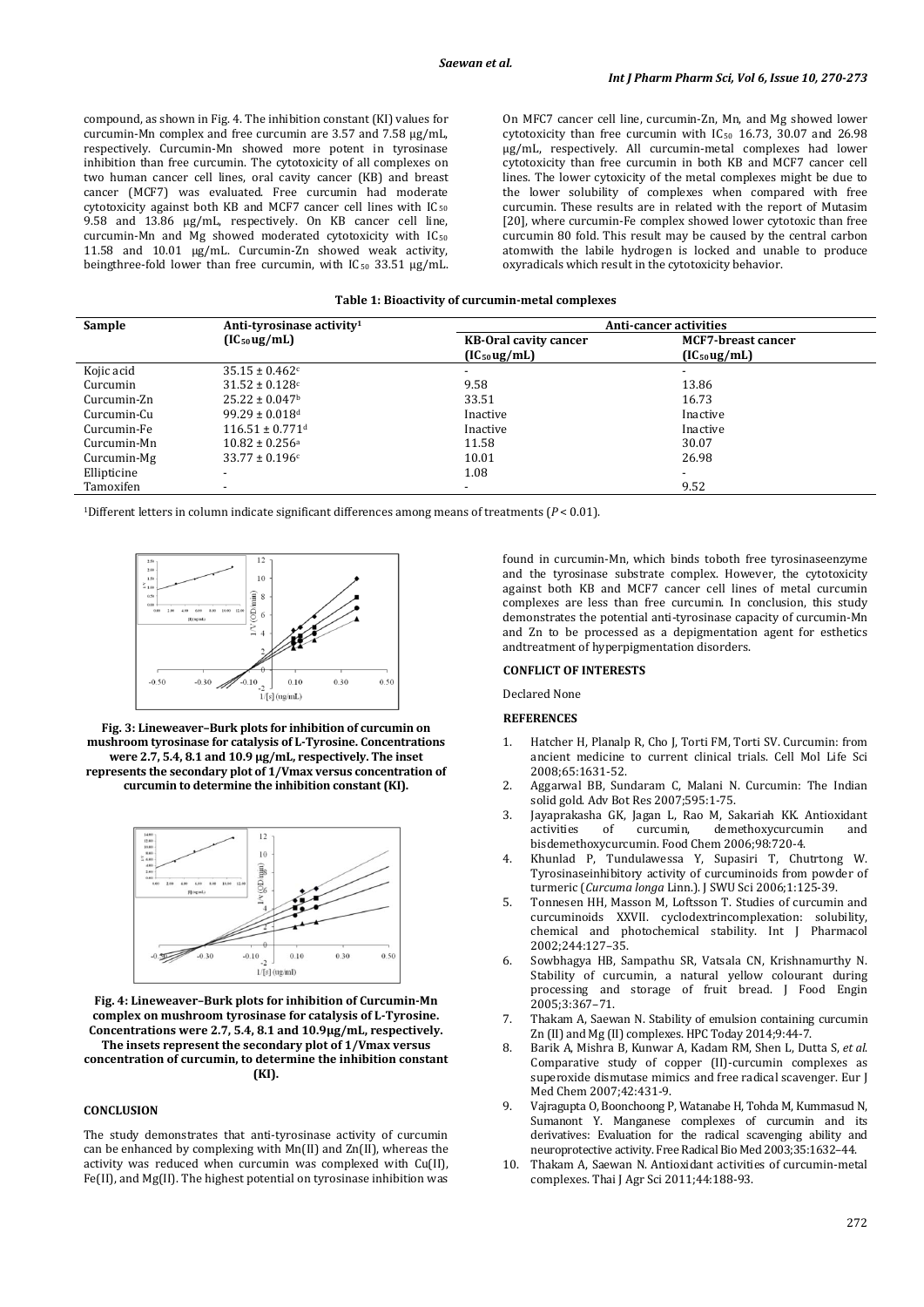compound, as shown in Fig. 4. The inhibition constant (KI) values for curcumin-Mn complex and free curcumin are 3.57 and 7.58 µg/mL, respectively. Curcumin-Mn showed more potent in tyrosinase inhibition than free curcumin. The cytotoxicity of all complexes on two human cancer cell lines, oral cavity cancer (KB) and breast cancer (MCF7) was evaluated. Free curcumin had moderate cytotoxicity against both KB and MCF7 cancer cell lines with $IC_{50}$ 9.58 and 13.86 µg/mL, respectively. On KB cancer cell line, curcumin-Mn and Mg showed moderated cytotoxicity with $IC_{50}$ 11.58 and 10.01 µg/mL. Curcumin-Zn showed weak activity, beingthree-fold lower than free curcumin, with $IC_{50}$ 33.51 µg/mL. On MFC7 cancer cell line, curcumin-Zn, Mn, and Mg showed lower cytotoxicity than free curcumin with $IC_{50}$ 16.73, 30.07 and 26.98 µg/mL, respectively. All curcumin-metal complexes had lower cytotoxicity than free curcumin in both KB and MCF7 cancer cell lines. The lower cytoxicity of the metal complexes might be due to the lower solubility of complexes when compared with free curcumin. These results are in related with the report of Mutasim [20], where curcumin-Fe complex showed lower cytotoxic than free curcumin 80 fold. This result may be caused by the central carbon atomwith the labile hydrogen is locked and unable to produce oxyradicals which result in the cytotoxicity behavior.

**Table 1: Bioactivity of curcumin-metal complexes**

| Sample | Anti-tyrosinase activity[1] ($IC_{50}$ug/mL) | Anti-cancer activities | |
|---|---|---|---|
| | | KB-Oral cavity cancer ($IC_{50}$ug/mL) | MCF7-breast cancer ($IC_{50}$ug/mL) |
| Kojic acid | $35.15 \pm 0.462^c$ | - | - |
| Curcumin | $31.52 \pm 0.128^c$ | 9.58 | 13.86 |
| Curcumin-Zn | $25.22 \pm 0.047^b$ | 33.51 | 16.73 |
| Curcumin-Cu | $99.29 \pm 0.018^d$ | Inactive | Inactive |
| Curcumin-Fe | $116.51 \pm 0.771^d$ | Inactive | Inactive |
| Curcumin-Mn | $10.82 \pm 0.256^a$ | 11.58 | 30.07 |
| Curcumin-Mg | $33.77 \pm 0.196^c$ | 10.01 | 26.98 |
| Ellipticine | - | 1.08 | - |
| Tamoxifen | - | - | 9.52 |

[1]Different letters in column indicate significant differences among means of treatments ($P < 0.01$).

**Fig. 3: Lineweaver–Burk plots for inhibition of curcumin on mushroom tyrosinase for catalysis of L-Tyrosine. Concentrations were 2.7, 5.4, 8.1 and 10.9 µg/mL, respectively. The inset represents the secondary plot of 1/Vmax versus concentration of curcumin to determine the inhibition constant (KI).**

**Fig. 4: Lineweaver–Burk plots for inhibition of Curcumin-Mn complex on mushroom tyrosinase for catalysis of L-Tyrosine. Concentrations were 2.7, 5.4, 8.1 and 10.9µg/mL, respectively. The insets represent the secondary plot of 1/Vmax versus concentration of curcumin, to determine the inhibition constant (KI).**

## CONCLUSION

The study demonstrates that anti-tyrosinase activity of curcumin can be enhanced by complexing with Mn(II) and Zn(II), whereas the activity was reduced when curcumin was complexed with Cu(II), Fe(II), and Mg(II). The highest potential on tyrosinase inhibition was found in curcumin-Mn, which binds toboth free tyrosinaseenzyme and the tyrosinase substrate complex. However, the cytotoxicity against both KB and MCF7 cancer cell lines of metal curcumin complexes are less than free curcumin. In conclusion, this study demonstrates the potential anti-tyrosinase capacity of curcumin-Mn and Zn to be processed as a depigmentation agent for esthetics andtreatment of hyperpigmentation disorders.

## CONFLICT OF INTERESTS

Declared None

## REFERENCES

1. Hatcher H, Planalp R, Cho J, Torti FM, Torti SV. Curcumin: from ancient medicine to current clinical trials. Cell Mol Life Sci 2008;65:1631-52.
2. Aggarwal BB, Sundaram C, Malani N. Curcumin: The Indian solid gold. Adv Bot Res 2007;595:1-75.
3. Jayaprakasha GK, Jagan L, Rao M, Sakariah KK. Antioxidant activities of curcumin, demethoxycurcumin and bisdemethoxycurcumin. Food Chem 2006;98:720-4.
4. Khunlad P, Tundulawessa Y, Supasiri T, Chutrtong W. Tyrosinaseinhibitory activity of curcuminoids from powder of turmeric (*Curcuma longa* Linn.). J SWU Sci 2006;1:125-39.
5. Tonnesen HH, Masson M, Loftsson T. Studies of curcumin and curcuminoids XXVII. cyclodextrincomplexation: solubility, chemical and photochemical stability. Int J Pharmacol 2002;244:127–35.
6. Sowbhagya HB, Sampathu SR, Vatsala CN, Krishnamurthy N. Stability of curcumin, a natural yellow colourant during processing and storage of fruit bread. J Food Engin 2005;3:367–71.
7. Thakam A, Saewan N. Stability of emulsion containing curcumin Zn (II) and Mg (II) complexes. HPC Today 2014;9:44-7.
8. Barik A, Mishra B, Kunwar A, Kadam RM, Shen L, Dutta S, *et al*. Comparative study of copper (II)-curcumin complexes as superoxide dismutase mimics and free radical scavenger. Eur J Med Chem 2007;42:431-9.
9. Vajragupta O, Boonchoong P, Watanabe H, Tohda M, Kummasud N, Sumanont Y. Manganese complexes of curcumin and its derivatives: Evaluation for the radical scavenging ability and neuroprotective activity. Free Radical Bio Med 2003;35:1632–44.
10. Thakam A, Saewan N. Antioxidant activities of curcumin-metal complexes. Thai J Agr Sci 2011;44:188-93.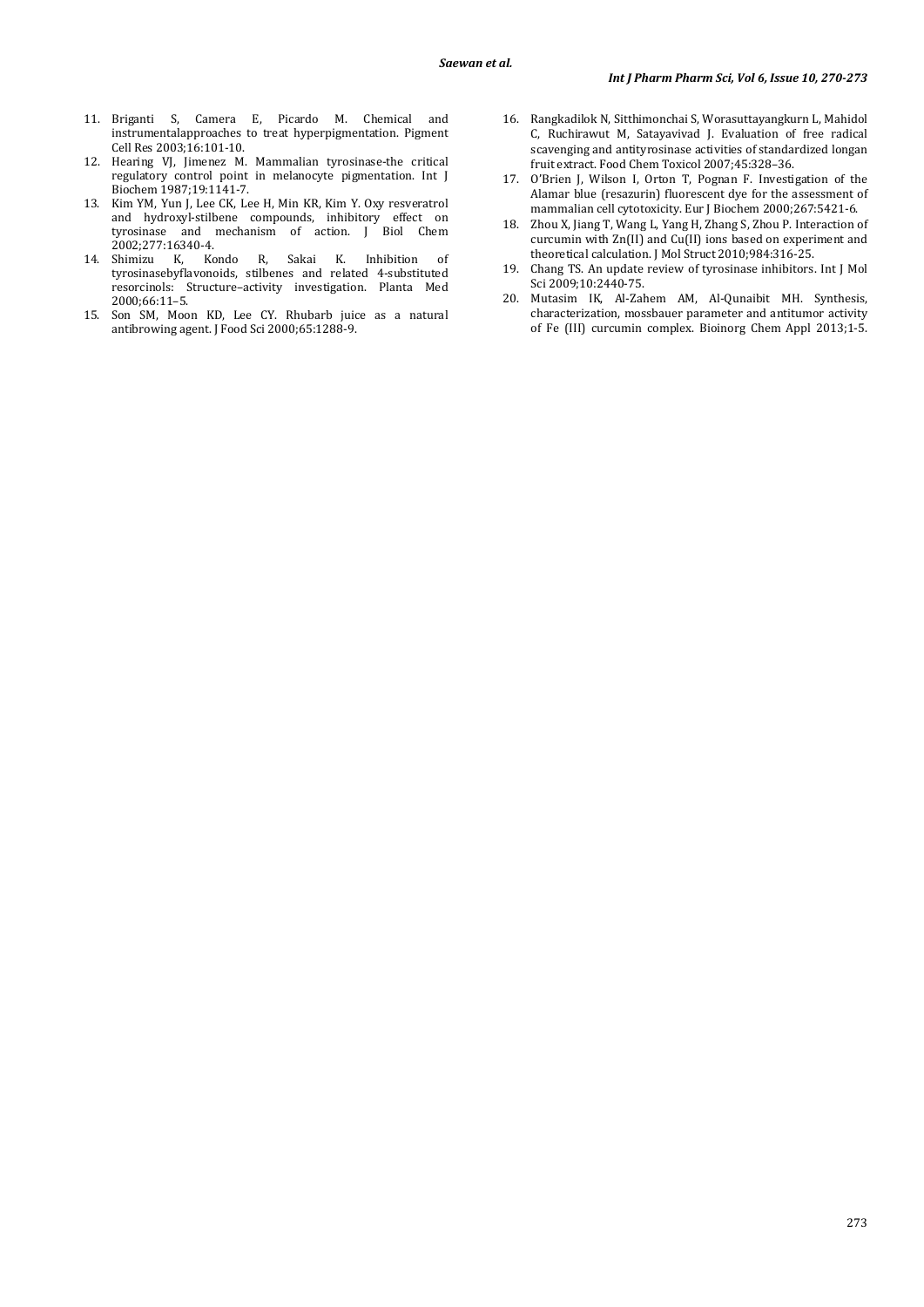11. Briganti S, Camera E, Picardo M. Chemical and instrumentalapproaches to treat hyperpigmentation. Pigment Cell Res 2003;16:101-10.
12. Hearing VJ, Jimenez M. Mammalian tyrosinase-the critical regulatory control point in melanocyte pigmentation. Int J Biochem 1987;19:1141-7.
13. Kim YM, Yun J, Lee CK, Lee H, Min KR, Kim Y. Oxy resveratrol and hydroxyl-stilbene compounds, inhibitory effect on tyrosinase and mechanism of action. J Biol Chem 2002;277:16340-4.
14. Shimizu K, Kondo R, Sakai K. Inhibition of tyrosinasebyflavonoids, stilbenes and related 4-substituted resorcinols: Structure–activity investigation. Planta Med 2000;66:11–5.
15. Son SM, Moon KD, Lee CY. Rhubarb juice as a natural antibrowing agent. J Food Sci 2000;65:1288-9.
16. Rangkadilok N, Sitthimonchai S, Worasuttayangkurn L, Mahidol C, Ruchirawut M, Satayavivad J. Evaluation of free radical scavenging and antityrosinase activities of standardized longan fruit extract. Food Chem Toxicol 2007;45:328–36.
17. O'Brien J, Wilson I, Orton T, Pognan F. Investigation of the Alamar blue (resazurin) fluorescent dye for the assessment of mammalian cell cytotoxicity. Eur J Biochem 2000;267:5421-6.
18. Zhou X, Jiang T, Wang L, Yang H, Zhang S, Zhou P. Interaction of curcumin with Zn(II) and Cu(II) ions based on experiment and theoretical calculation. J Mol Struct 2010;984:316-25.
19. Chang TS. An update review of tyrosinase inhibitors. Int J Mol Sci 2009;10:2440-75.
20. Mutasim IK, Al-Zahem AM, Al-Qunaibit MH. Synthesis, characterization, mossbauer parameter and antitumor activity of Fe (III) curcumin complex. Bioinorg Chem Appl 2013;1-5.